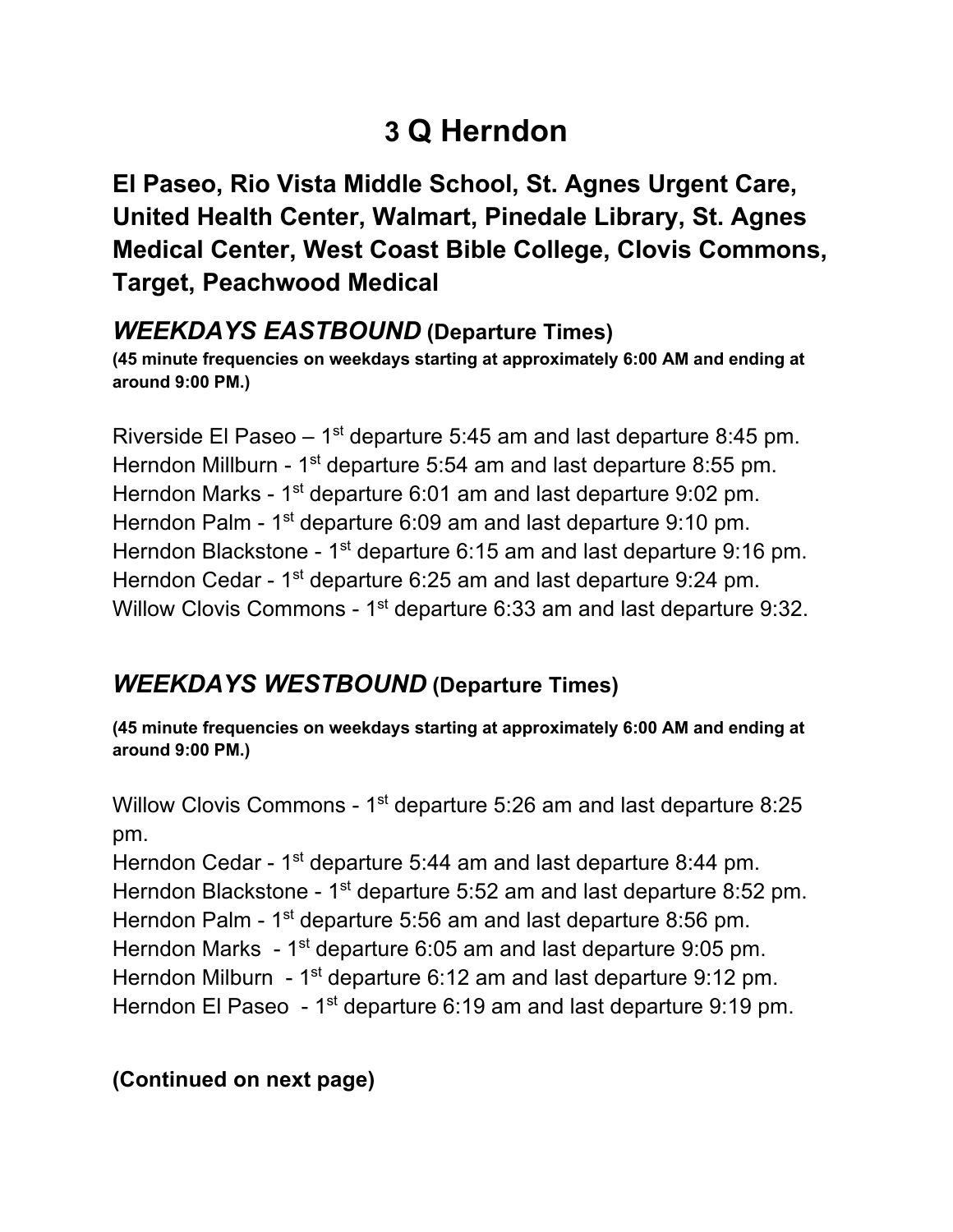# 3 Q Herndon

## El Paseo, Rio Vista Middle School, St. Agnes Urgent Care, United Health Center, Walmart, Pinedale Library, St. Agnes Medical Center, West Coast Bible College, Clovis Commons, Target, Peachwood Medical

### *WEEKDAYS EASTBOUND* (Departure Times)

**(45 minute frequencies on weekdays starting at approximately 6:00 AM and ending at around 9:00 PM.)**

Riverside El Paseo – 1st departure 5:45 am and last departure 8:45 pm.
Herndon Millburn - 1st departure 5:54 am and last departure 8:55 pm.
Herndon Marks - 1st departure 6:01 am and last departure 9:02 pm.
Herndon Palm - 1st departure 6:09 am and last departure 9:10 pm.
Herndon Blackstone - 1st departure 6:15 am and last departure 9:16 pm.
Herndon Cedar - 1st departure 6:25 am and last departure 9:24 pm.
Willow Clovis Commons - 1st departure 6:33 am and last departure 9:32.

### *WEEKDAYS WESTBOUND* (Departure Times)

**(45 minute frequencies on weekdays starting at approximately 6:00 AM and ending at around 9:00 PM.)**

Willow Clovis Commons - 1st departure 5:26 am and last departure 8:25 pm.
Herndon Cedar - 1st departure 5:44 am and last departure 8:44 pm.
Herndon Blackstone - 1st departure 5:52 am and last departure 8:52 pm.
Herndon Palm - 1st departure 5:56 am and last departure 8:56 pm.
Herndon Marks - 1st departure 6:05 am and last departure 9:05 pm.
Herndon Milburn - 1st departure 6:12 am and last departure 9:12 pm.
Herndon El Paseo - 1st departure 6:19 am and last departure 9:19 pm.

**(Continued on next page)**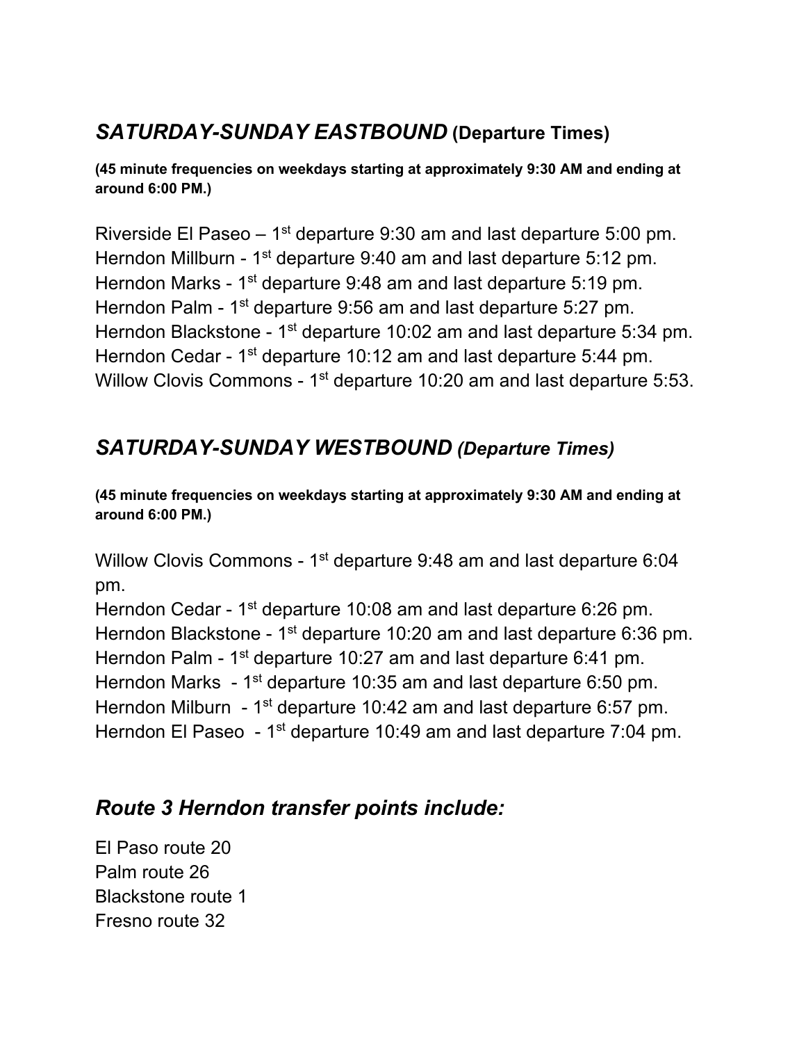## *SATURDAY-SUNDAY EASTBOUND* **(Departure Times)**

**(45 minute frequencies on weekdays starting at approximately 9:30 AM and ending at around 6:00 PM.)**

Riverside El Paseo – 1st departure 9:30 am and last departure 5:00 pm.
Herndon Millburn - 1st departure 9:40 am and last departure 5:12 pm.
Herndon Marks - 1st departure 9:48 am and last departure 5:19 pm.
Herndon Palm - 1st departure 9:56 am and last departure 5:27 pm.
Herndon Blackstone - 1st departure 10:02 am and last departure 5:34 pm.
Herndon Cedar - 1st departure 10:12 am and last departure 5:44 pm.
Willow Clovis Commons - 1st departure 10:20 am and last departure 5:53.

## *SATURDAY-SUNDAY WESTBOUND (Departure Times)*

**(45 minute frequencies on weekdays starting at approximately 9:30 AM and ending at around 6:00 PM.)**

Willow Clovis Commons - 1st departure 9:48 am and last departure 6:04 pm.
Herndon Cedar - 1st departure 10:08 am and last departure 6:26 pm.
Herndon Blackstone - 1st departure 10:20 am and last departure 6:36 pm.
Herndon Palm - 1st departure 10:27 am and last departure 6:41 pm.
Herndon Marks - 1st departure 10:35 am and last departure 6:50 pm.
Herndon Milburn - 1st departure 10:42 am and last departure 6:57 pm.
Herndon El Paseo - 1st departure 10:49 am and last departure 7:04 pm.

## *Route 3 Herndon transfer points include:*

El Paso route 20
Palm route 26
Blackstone route 1
Fresno route 32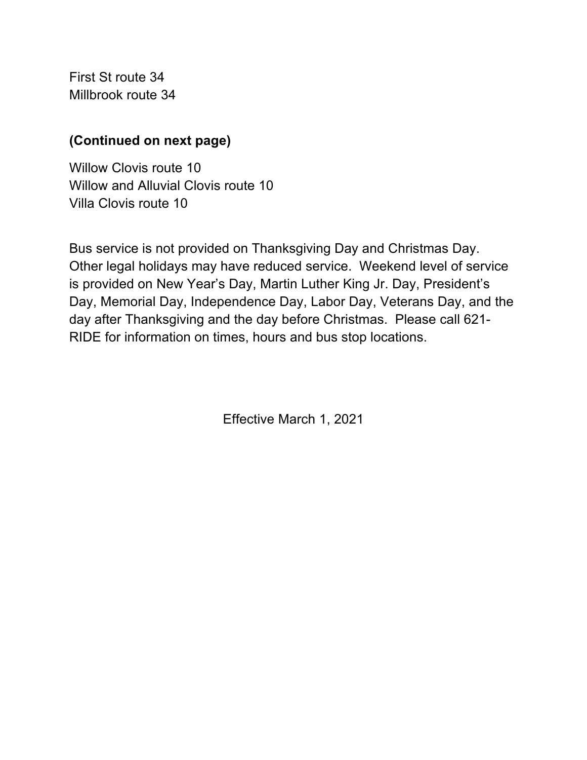First St route 34
Millbrook route 34

**(Continued on next page)**

Willow Clovis route 10
Willow and Alluvial Clovis route 10
Villa Clovis route 10

Bus service is not provided on Thanksgiving Day and Christmas Day. Other legal holidays may have reduced service. Weekend level of service is provided on New Year's Day, Martin Luther King Jr. Day, President's Day, Memorial Day, Independence Day, Labor Day, Veterans Day, and the day after Thanksgiving and the day before Christmas. Please call 621-RIDE for information on times, hours and bus stop locations.

Effective March 1, 2021